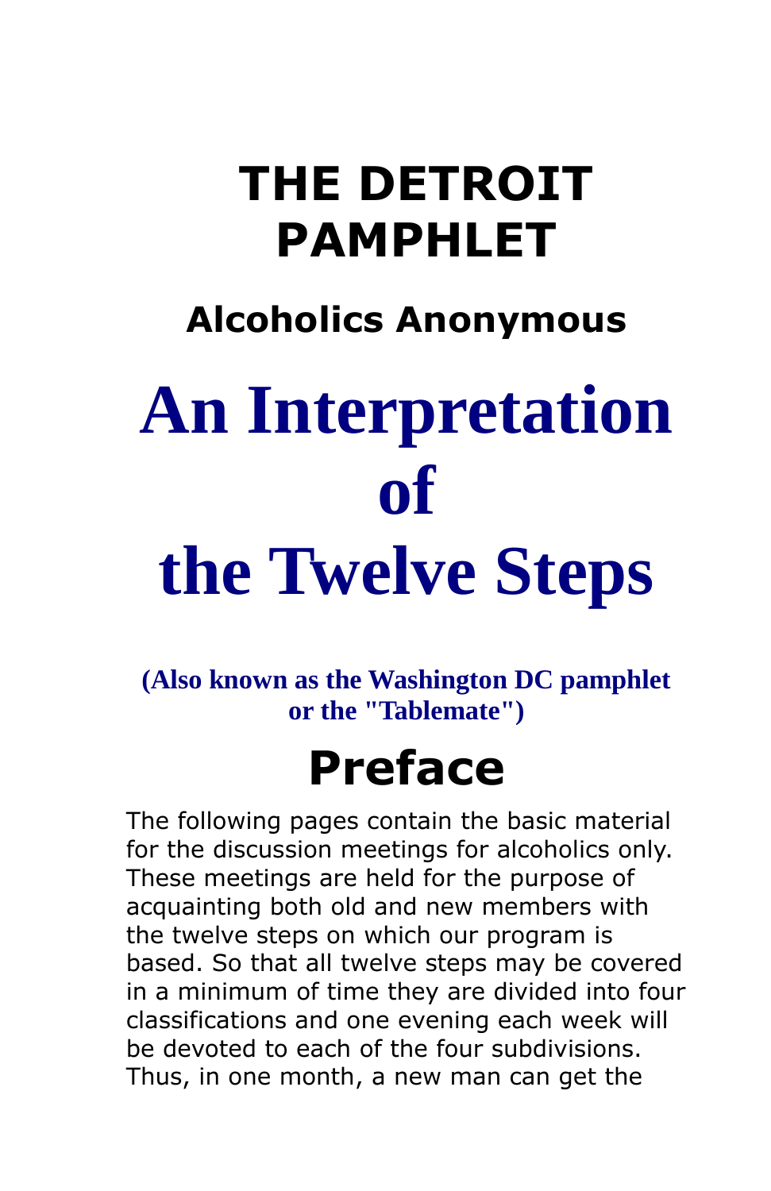# THE DETROIT PAMPHLET

## Alcoholics Anonymous

# An Interpretation of the Twelve Steps

**(Also known as the Washington DC pamphlet or the "Tablemate")**

## Preface

The following pages contain the basic material for the discussion meetings for alcoholics only. These meetings are held for the purpose of acquainting both old and new members with the twelve steps on which our program is based. So that all twelve steps may be covered in a minimum of time they are divided into four classifications and one evening each week will be devoted to each of the four subdivisions. Thus, in one month, a new man can get the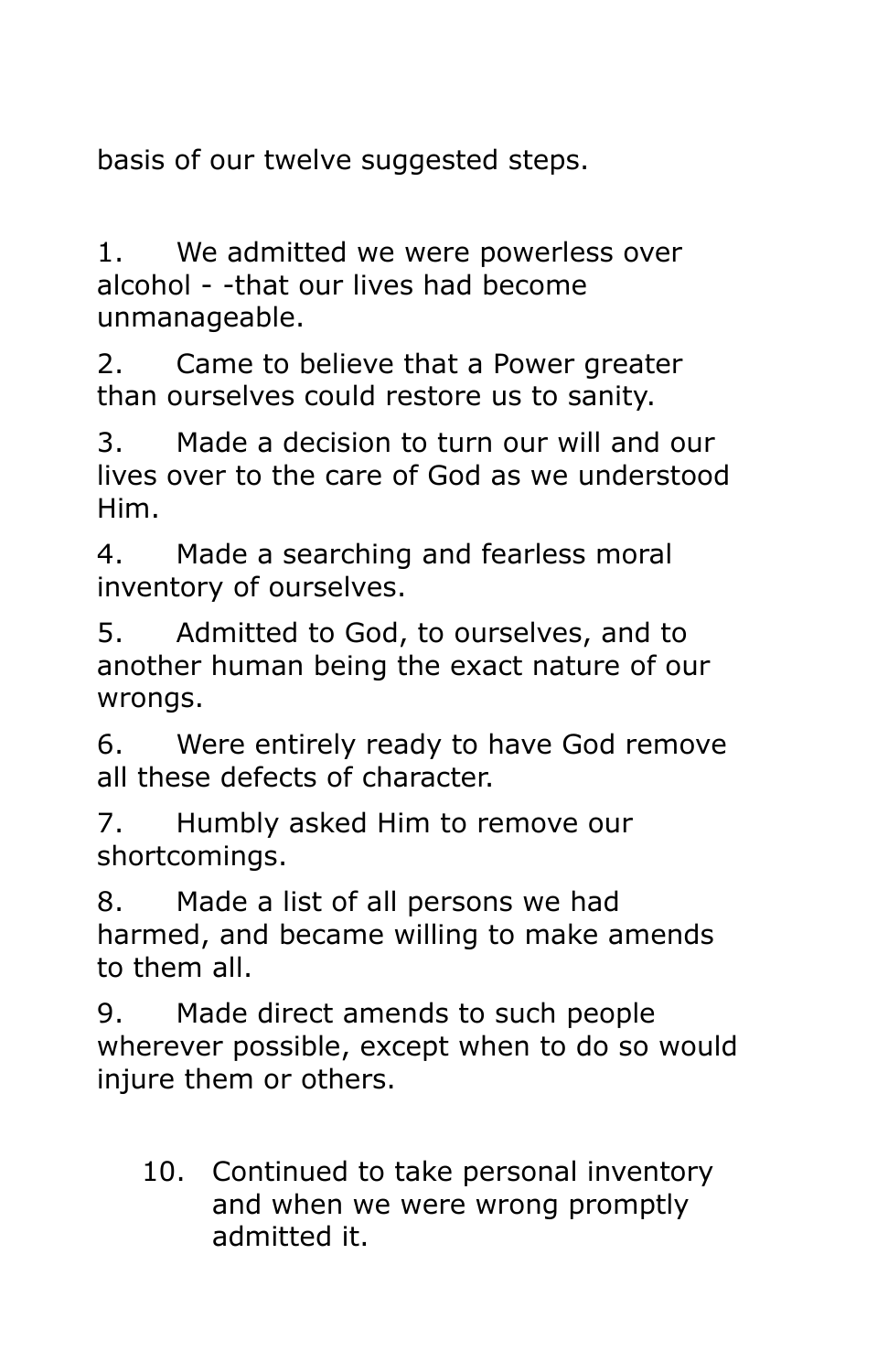basis of our twelve suggested steps.

1. We admitted we were powerless over alcohol - -that our lives had become unmanageable.
2. Came to believe that a Power greater than ourselves could restore us to sanity.
3. Made a decision to turn our will and our lives over to the care of God as we understood Him.
4. Made a searching and fearless moral inventory of ourselves.
5. Admitted to God, to ourselves, and to another human being the exact nature of our wrongs.
6. Were entirely ready to have God remove all these defects of character.
7. Humbly asked Him to remove our shortcomings.
8. Made a list of all persons we had harmed, and became willing to make amends to them all.
9. Made direct amends to such people wherever possible, except when to do so would injure them or others.
10. Continued to take personal inventory and when we were wrong promptly admitted it.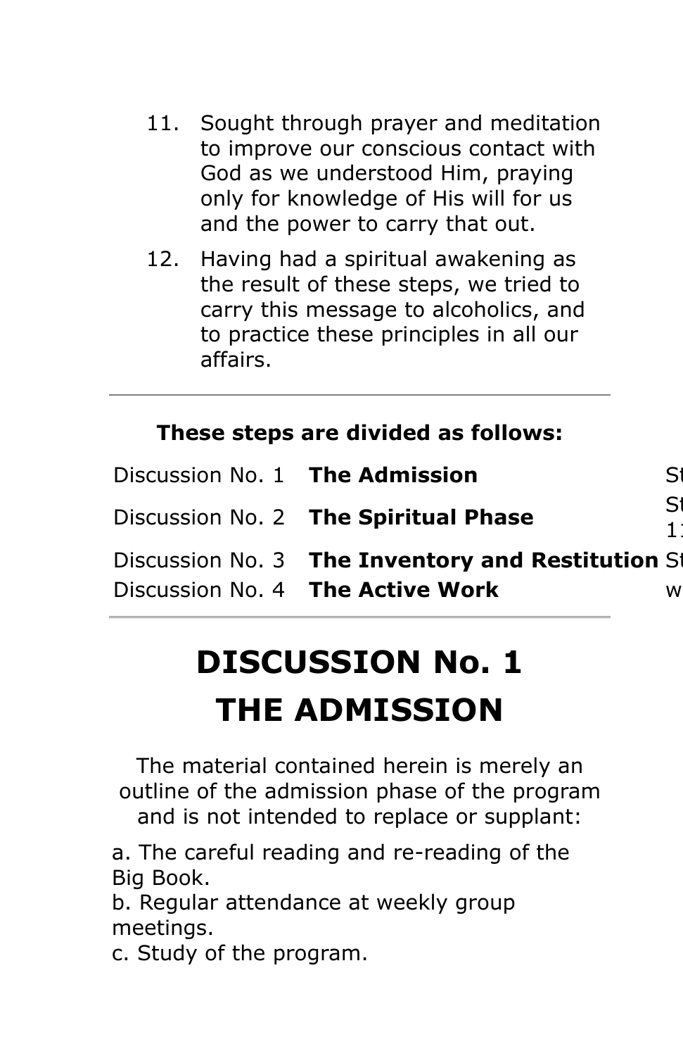11. Sought through prayer and meditation to improve our conscious contact with God as we understood Him, praying only for knowledge of His will for us and the power to carry that out.
12. Having had a spiritual awakening as the result of these steps, we tried to carry this message to alcoholics, and to practice these principles in all our affairs.

---

**These steps are divided as follows:**

| | | |
|---|---|---|
| Discussion No. 1 | **The Admission** | St |
| Discussion No. 2 | **The Spiritual Phase** | St 11 |
| Discussion No. 3 | **The Inventory and Restitution** | St |
| Discussion No. 4 | **The Active Work** | w |

---

# DISCUSSION No. 1
# THE ADMISSION

The material contained herein is merely an outline of the admission phase of the program and is not intended to replace or supplant:

a. The careful reading and re-reading of the Big Book.
b. Regular attendance at weekly group meetings.
c. Study of the program.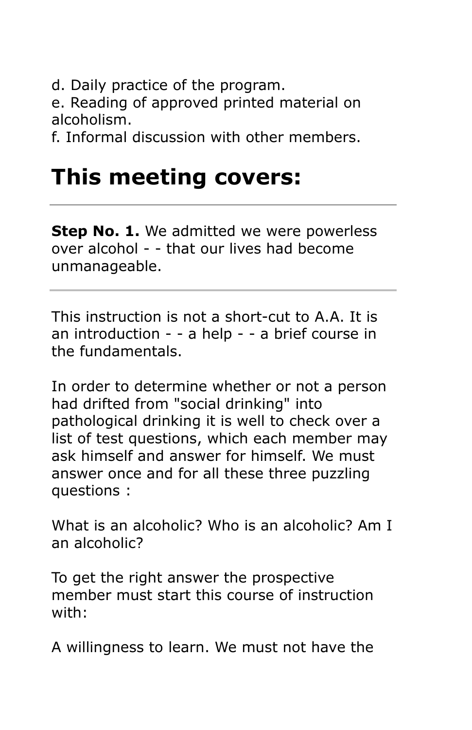d. Daily practice of the program.
e. Reading of approved printed material on alcoholism.
f. Informal discussion with other members.

# This meeting covers:

---

**Step No. 1.** We admitted we were powerless over alcohol - - that our lives had become unmanageable.

---

This instruction is not a short-cut to A.A. It is an introduction - - a help - - a brief course in the fundamentals.

In order to determine whether or not a person had drifted from "social drinking" into pathological drinking it is well to check over a list of test questions, which each member may ask himself and answer for himself. We must answer once and for all these three puzzling questions :

What is an alcoholic? Who is an alcoholic? Am I an alcoholic?

To get the right answer the prospective member must start this course of instruction with:

A willingness to learn. We must not have the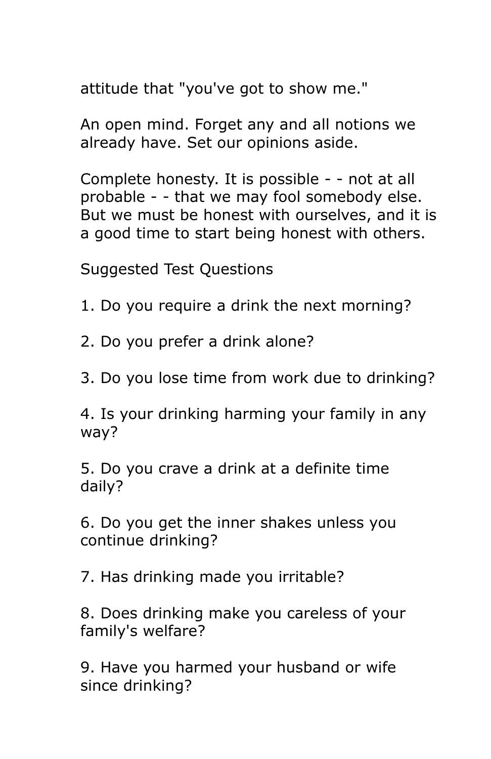attitude that "you've got to show me."

An open mind. Forget any and all notions we already have. Set our opinions aside.

Complete honesty. It is possible - - not at all probable - - that we may fool somebody else. But we must be honest with ourselves, and it is a good time to start being honest with others.

## Suggested Test Questions

1. Do you require a drink the next morning?

2. Do you prefer a drink alone?

3. Do you lose time from work due to drinking?

4. Is your drinking harming your family in any way?

5. Do you crave a drink at a definite time daily?

6. Do you get the inner shakes unless you continue drinking?

7. Has drinking made you irritable?

8. Does drinking make you careless of your family's welfare?

9. Have you harmed your husband or wife since drinking?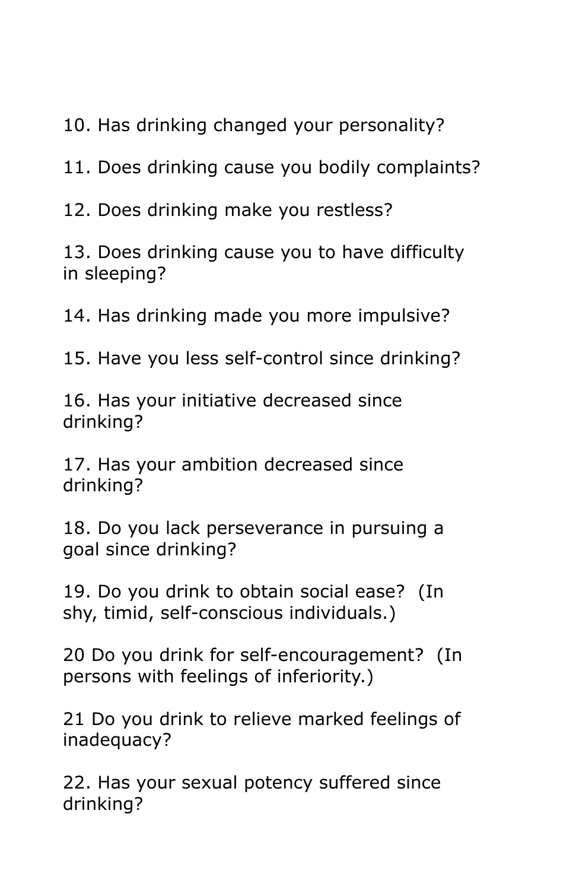10. Has drinking changed your personality?

11. Does drinking cause you bodily complaints?

12. Does drinking make you restless?

13. Does drinking cause you to have difficulty in sleeping?

14. Has drinking made you more impulsive?

15. Have you less self-control since drinking?

16. Has your initiative decreased since drinking?

17. Has your ambition decreased since drinking?

18. Do you lack perseverance in pursuing a goal since drinking?

19. Do you drink to obtain social ease? (In shy, timid, self-conscious individuals.)

20 Do you drink for self-encouragement? (In persons with feelings of inferiority.)

21 Do you drink to relieve marked feelings of inadequacy?

22. Has your sexual potency suffered since drinking?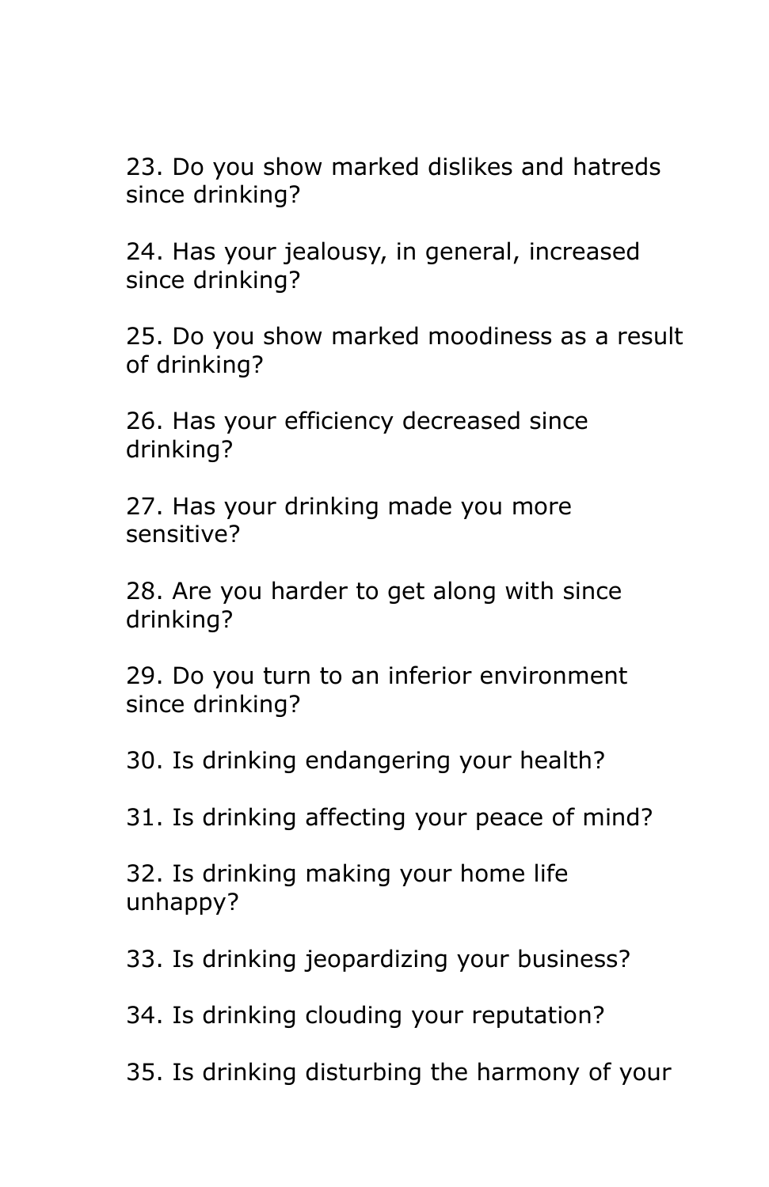23. Do you show marked dislikes and hatreds since drinking?

24. Has your jealousy, in general, increased since drinking?

25. Do you show marked moodiness as a result of drinking?

26. Has your efficiency decreased since drinking?

27. Has your drinking made you more sensitive?

28. Are you harder to get along with since drinking?

29. Do you turn to an inferior environment since drinking?

30. Is drinking endangering your health?

31. Is drinking affecting your peace of mind?

32. Is drinking making your home life unhappy?

33. Is drinking jeopardizing your business?

34. Is drinking clouding your reputation?

35. Is drinking disturbing the harmony of your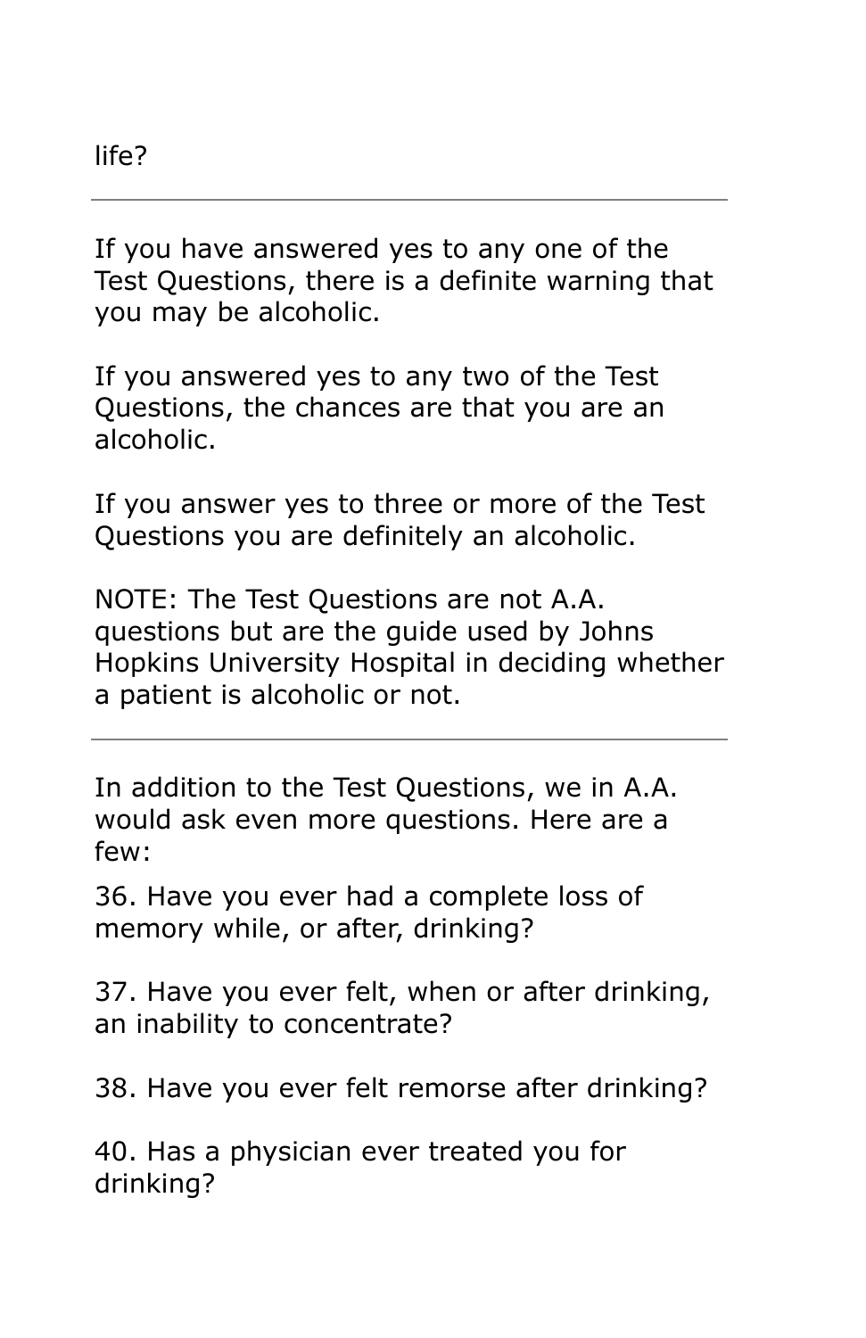life?

---

If you have answered yes to any one of the Test Questions, there is a definite warning that you may be alcoholic.

If you answered yes to any two of the Test Questions, the chances are that you are an alcoholic.

If you answer yes to three or more of the Test Questions you are definitely an alcoholic.

NOTE: The Test Questions are not A.A. questions but are the guide used by Johns Hopkins University Hospital in deciding whether a patient is alcoholic or not.

---

In addition to the Test Questions, we in A.A. would ask even more questions. Here are a few:

36. Have you ever had a complete loss of memory while, or after, drinking?

37. Have you ever felt, when or after drinking, an inability to concentrate?

38. Have you ever felt remorse after drinking?

40. Has a physician ever treated you for drinking?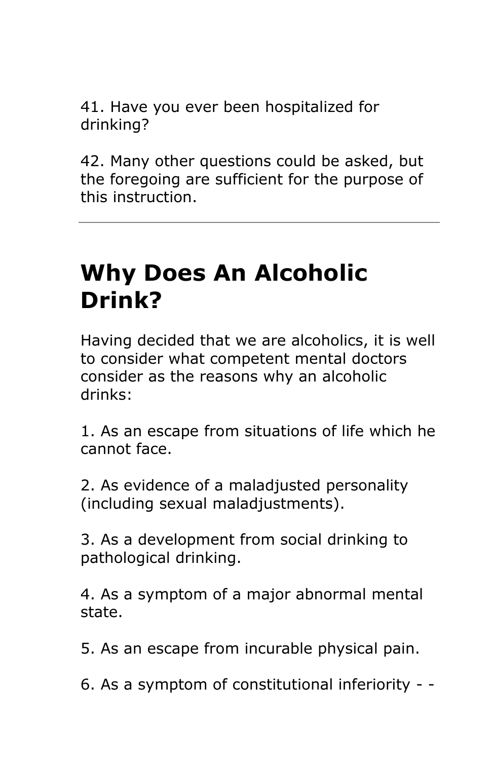41. Have you ever been hospitalized for drinking?

42. Many other questions could be asked, but the foregoing are sufficient for the purpose of this instruction.

---

## Why Does An Alcoholic Drink?

Having decided that we are alcoholics, it is well to consider what competent mental doctors consider as the reasons why an alcoholic drinks:

1. As an escape from situations of life which he cannot face.

2. As evidence of a maladjusted personality (including sexual maladjustments).

3. As a development from social drinking to pathological drinking.

4. As a symptom of a major abnormal mental state.

5. As an escape from incurable physical pain.

6. As a symptom of constitutional inferiority - -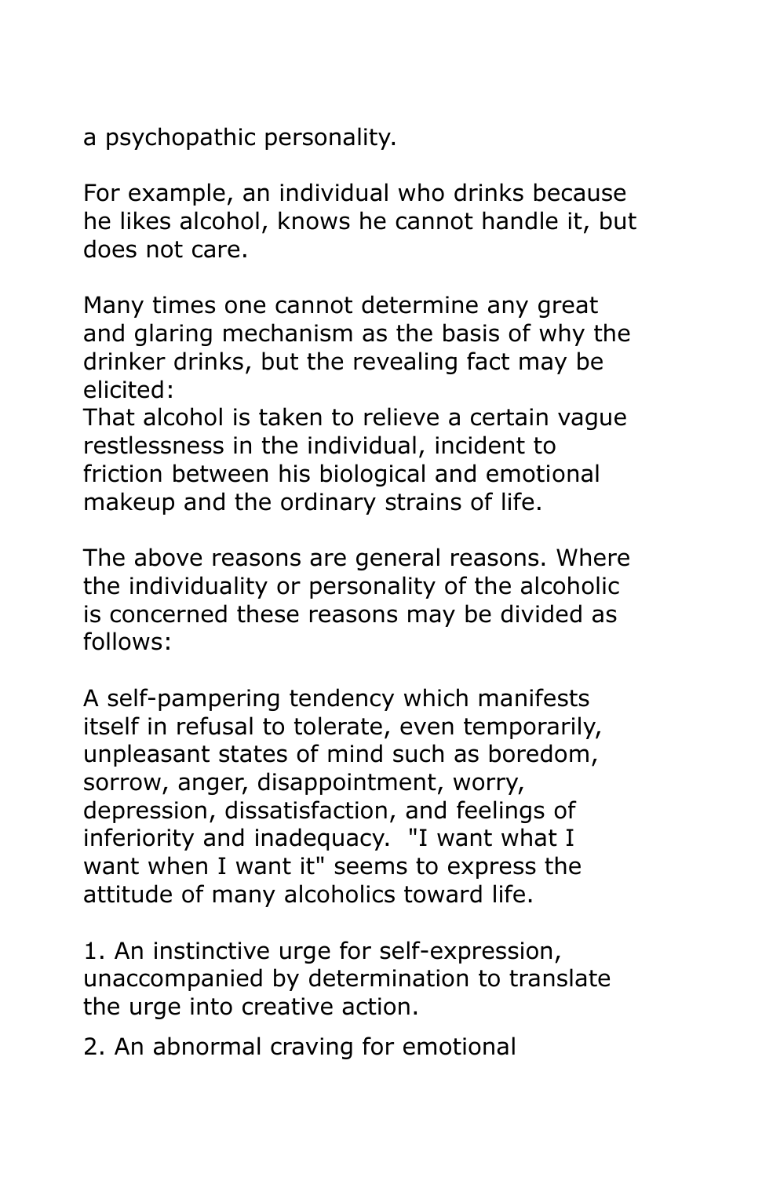a psychopathic personality.

For example, an individual who drinks because he likes alcohol, knows he cannot handle it, but does not care.

Many times one cannot determine any great and glaring mechanism as the basis of why the drinker drinks, but the revealing fact may be elicited:
That alcohol is taken to relieve a certain vague restlessness in the individual, incident to friction between his biological and emotional makeup and the ordinary strains of life.

The above reasons are general reasons. Where the individuality or personality of the alcoholic is concerned these reasons may be divided as follows:

A self-pampering tendency which manifests itself in refusal to tolerate, even temporarily, unpleasant states of mind such as boredom, sorrow, anger, disappointment, worry, depression, dissatisfaction, and feelings of inferiority and inadequacy. "I want what I want when I want it" seems to express the attitude of many alcoholics toward life.

1. An instinctive urge for self-expression, unaccompanied by determination to translate the urge into creative action.
2. An abnormal craving for emotional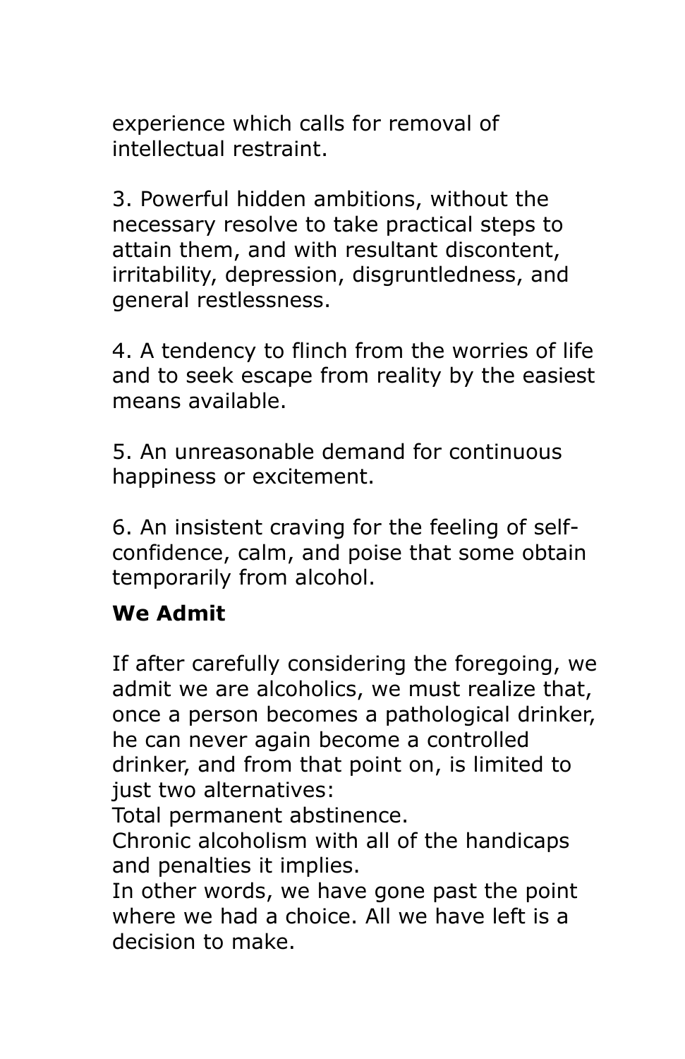experience which calls for removal of intellectual restraint.

3. Powerful hidden ambitions, without the necessary resolve to take practical steps to attain them, and with resultant discontent, irritability, depression, disgruntledness, and general restlessness.

4. A tendency to flinch from the worries of life and to seek escape from reality by the easiest means available.

5. An unreasonable demand for continuous happiness or excitement.

6. An insistent craving for the feeling of self-confidence, calm, and poise that some obtain temporarily from alcohol.

**We Admit**

If after carefully considering the foregoing, we admit we are alcoholics, we must realize that, once a person becomes a pathological drinker, he can never again become a controlled drinker, and from that point on, is limited to just two alternatives:
Total permanent abstinence.
Chronic alcoholism with all of the handicaps and penalties it implies.
In other words, we have gone past the point where we had a choice. All we have left is a decision to make.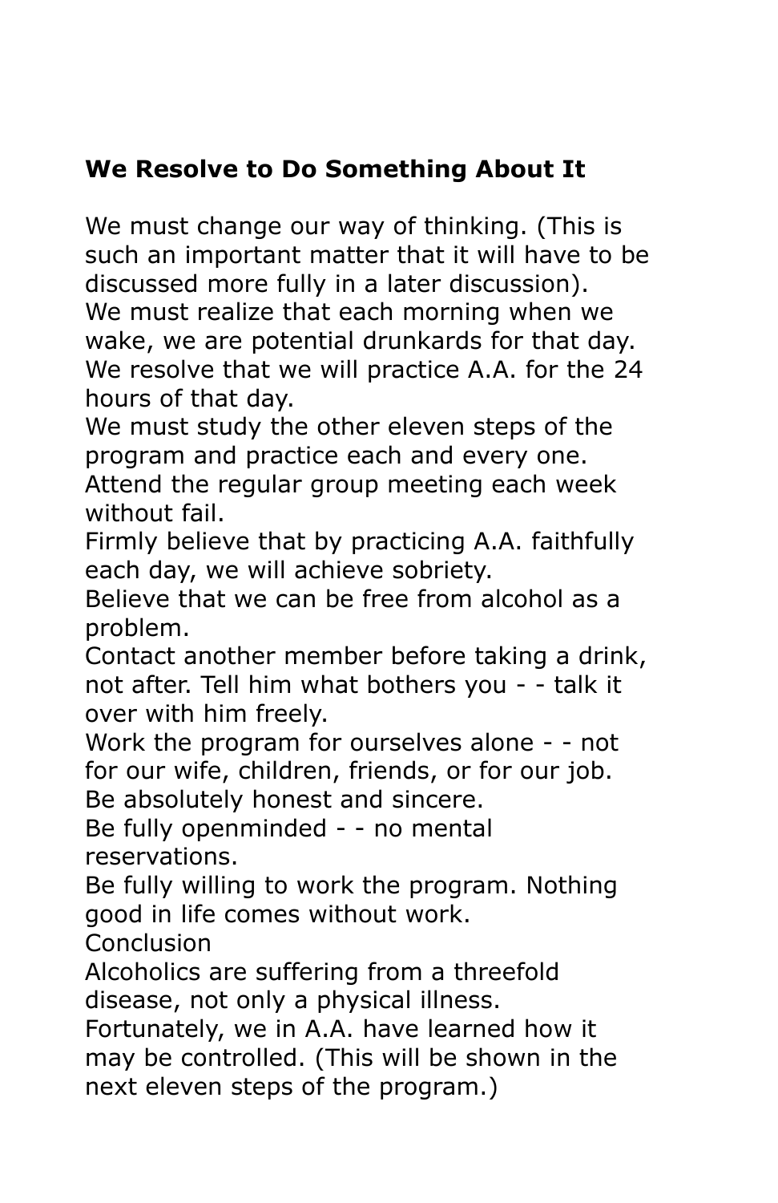**We Resolve to Do Something About It**

We must change our way of thinking. (This is such an important matter that it will have to be discussed more fully in a later discussion).

We must realize that each morning when we wake, we are potential drunkards for that day.

We resolve that we will practice A.A. for the 24 hours of that day.

We must study the other eleven steps of the program and practice each and every one.

Attend the regular group meeting each week without fail.

Firmly believe that by practicing A.A. faithfully each day, we will achieve sobriety.

Believe that we can be free from alcohol as a problem.

Contact another member before taking a drink, not after. Tell him what bothers you - - talk it over with him freely.

Work the program for ourselves alone - - not for our wife, children, friends, or for our job.

Be absolutely honest and sincere.

Be fully openminded - - no mental reservations.

Be fully willing to work the program. Nothing good in life comes without work.

Conclusion

Alcoholics are suffering from a threefold disease, not only a physical illness.

Fortunately, we in A.A. have learned how it may be controlled. (This will be shown in the next eleven steps of the program.)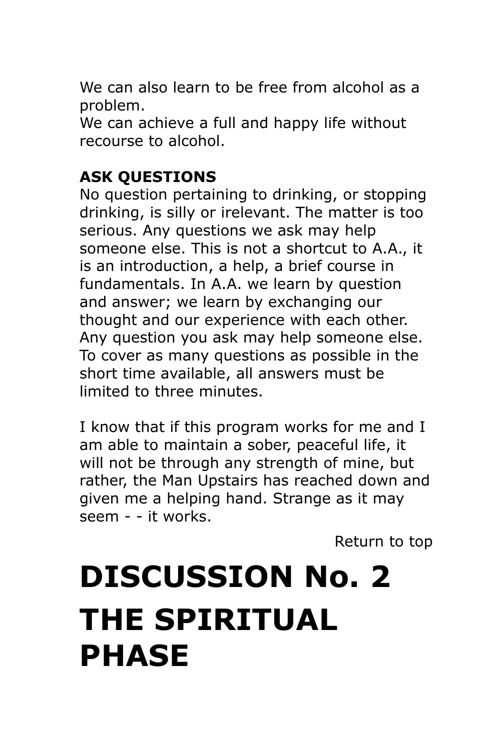We can also learn to be free from alcohol as a problem.
We can achieve a full and happy life without recourse to alcohol.

**ASK QUESTIONS**
No question pertaining to drinking, or stopping drinking, is silly or irelevant. The matter is too serious. Any questions we ask may help someone else. This is not a shortcut to A.A., it is an introduction, a help, a brief course in fundamentals. In A.A. we learn by question and answer; we learn by exchanging our thought and our experience with each other. Any question you ask may help someone else. To cover as many questions as possible in the short time available, all answers must be limited to three minutes.

I know that if this program works for me and I am able to maintain a sober, peaceful life, it will not be through any strength of mine, but rather, the Man Upstairs has reached down and given me a helping hand. Strange as it may seem - - it works.

Return to top

# DISCUSSION No. 2

# THE SPIRITUAL PHASE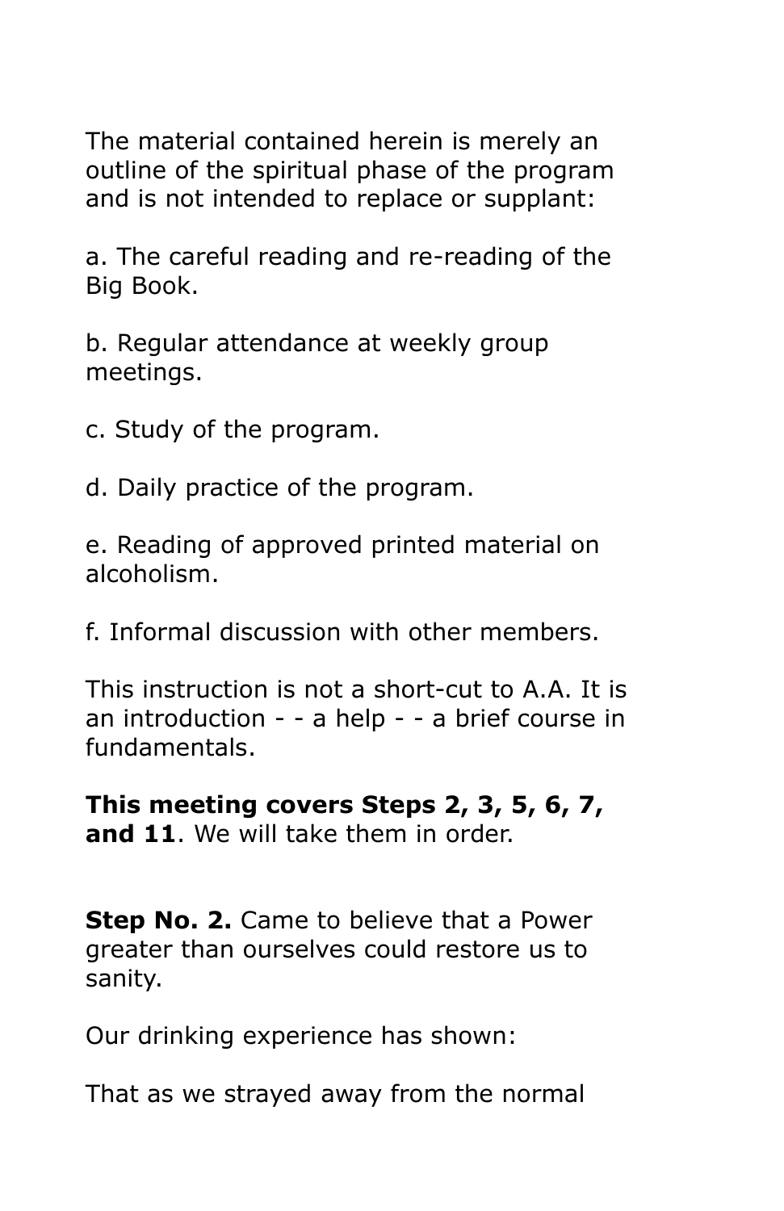The material contained herein is merely an outline of the spiritual phase of the program and is not intended to replace or supplant:

a. The careful reading and re-reading of the Big Book.

b. Regular attendance at weekly group meetings.

c. Study of the program.

d. Daily practice of the program.

e. Reading of approved printed material on alcoholism.

f. Informal discussion with other members.

This instruction is not a short-cut to A.A. It is an introduction - - a help - - a brief course in fundamentals.

**This meeting covers Steps 2, 3, 5, 6, 7, and 11**. We will take them in order.

**Step No. 2.** Came to believe that a Power greater than ourselves could restore us to sanity.

Our drinking experience has shown:

That as we strayed away from the normal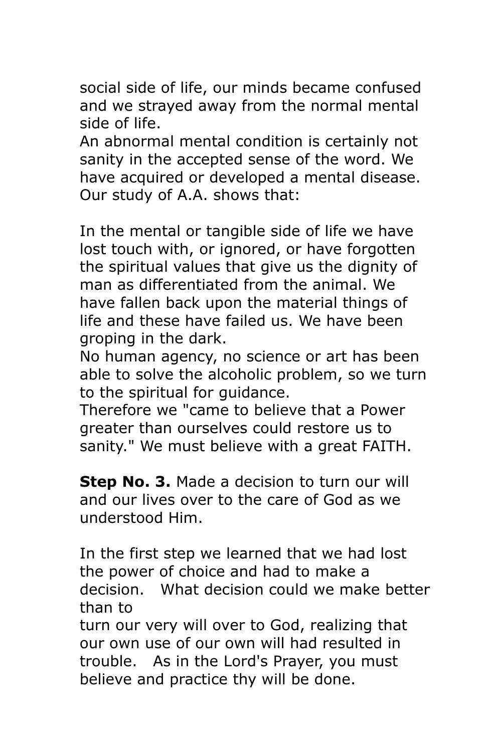social side of life, our minds became confused and we strayed away from the normal mental side of life.

An abnormal mental condition is certainly not sanity in the accepted sense of the word. We have acquired or developed a mental disease. Our study of A.A. shows that:

In the mental or tangible side of life we have lost touch with, or ignored, or have forgotten the spiritual values that give us the dignity of man as differentiated from the animal. We have fallen back upon the material things of life and these have failed us. We have been groping in the dark.

No human agency, no science or art has been able to solve the alcoholic problem, so we turn to the spiritual for guidance.

Therefore we "came to believe that a Power greater than ourselves could restore us to sanity." We must believe with a great FAITH.

**Step No. 3.** Made a decision to turn our will and our lives over to the care of God as we understood Him.

In the first step we learned that we had lost the power of choice and had to make a decision. What decision could we make better than to turn our very will over to God, realizing that our own use of our own will had resulted in trouble. As in the Lord's Prayer, you must believe and practice thy will be done.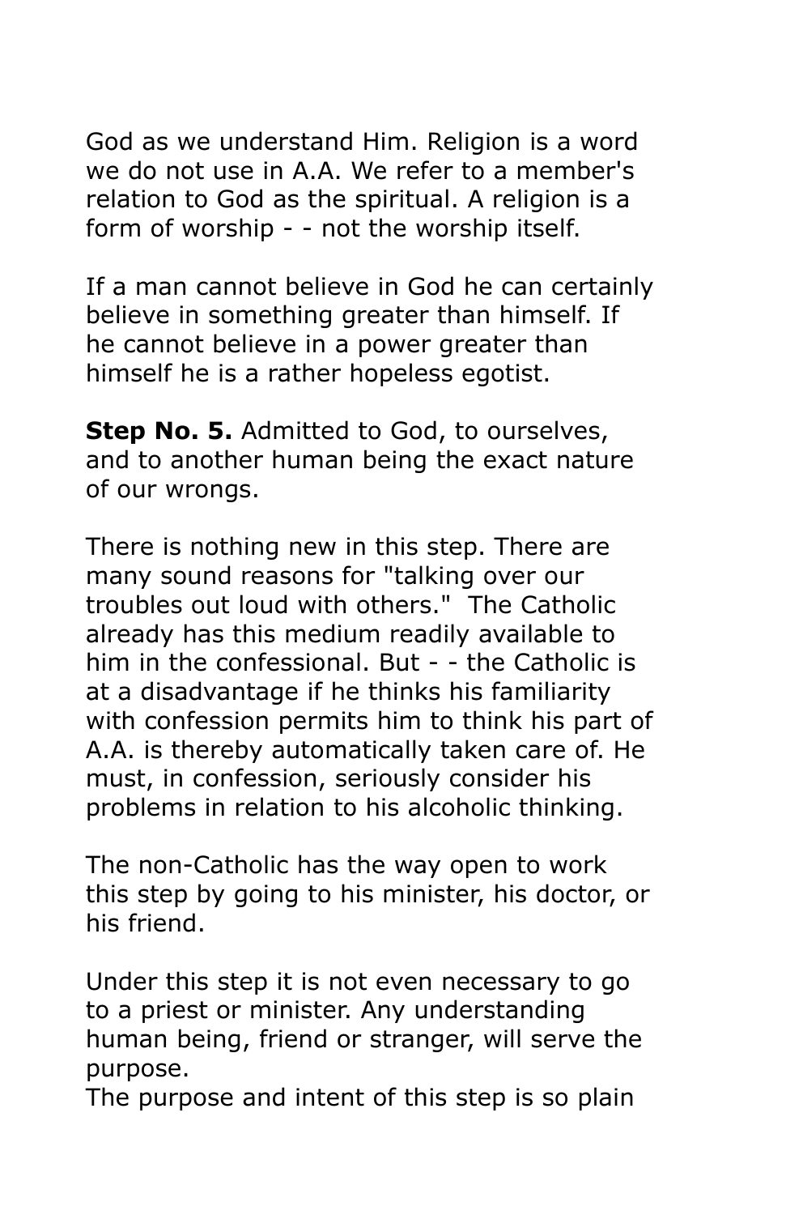God as we understand Him. Religion is a word we do not use in A.A. We refer to a member's relation to God as the spiritual. A religion is a form of worship - - not the worship itself.

If a man cannot believe in God he can certainly believe in something greater than himself. If he cannot believe in a power greater than himself he is a rather hopeless egotist.

**Step No. 5.** Admitted to God, to ourselves, and to another human being the exact nature of our wrongs.

There is nothing new in this step. There are many sound reasons for "talking over our troubles out loud with others." The Catholic already has this medium readily available to him in the confessional. But - - the Catholic is at a disadvantage if he thinks his familiarity with confession permits him to think his part of A.A. is thereby automatically taken care of. He must, in confession, seriously consider his problems in relation to his alcoholic thinking.

The non-Catholic has the way open to work this step by going to his minister, his doctor, or his friend.

Under this step it is not even necessary to go to a priest or minister. Any understanding human being, friend or stranger, will serve the purpose.
The purpose and intent of this step is so plain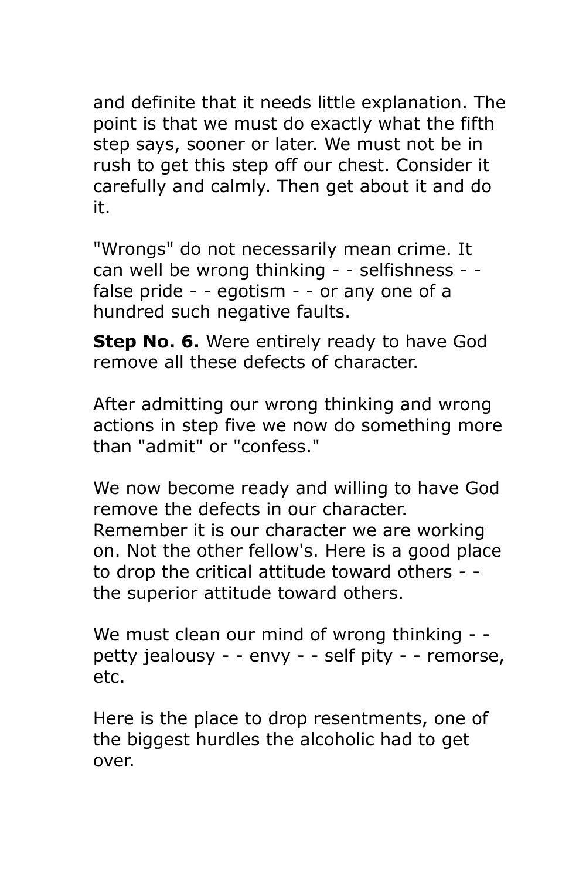and definite that it needs little explanation. The point is that we must do exactly what the fifth step says, sooner or later. We must not be in rush to get this step off our chest. Consider it carefully and calmly. Then get about it and do it.

"Wrongs" do not necessarily mean crime. It can well be wrong thinking - - selfishness - - false pride - - egotism - - or any one of a hundred such negative faults.

**Step No. 6.** Were entirely ready to have God remove all these defects of character.

After admitting our wrong thinking and wrong actions in step five we now do something more than "admit" or "confess."

We now become ready and willing to have God remove the defects in our character. Remember it is our character we are working on. Not the other fellow's. Here is a good place to drop the critical attitude toward others - - the superior attitude toward others.

We must clean our mind of wrong thinking - - petty jealousy - - envy - - self pity - - remorse, etc.

Here is the place to drop resentments, one of the biggest hurdles the alcoholic had to get over.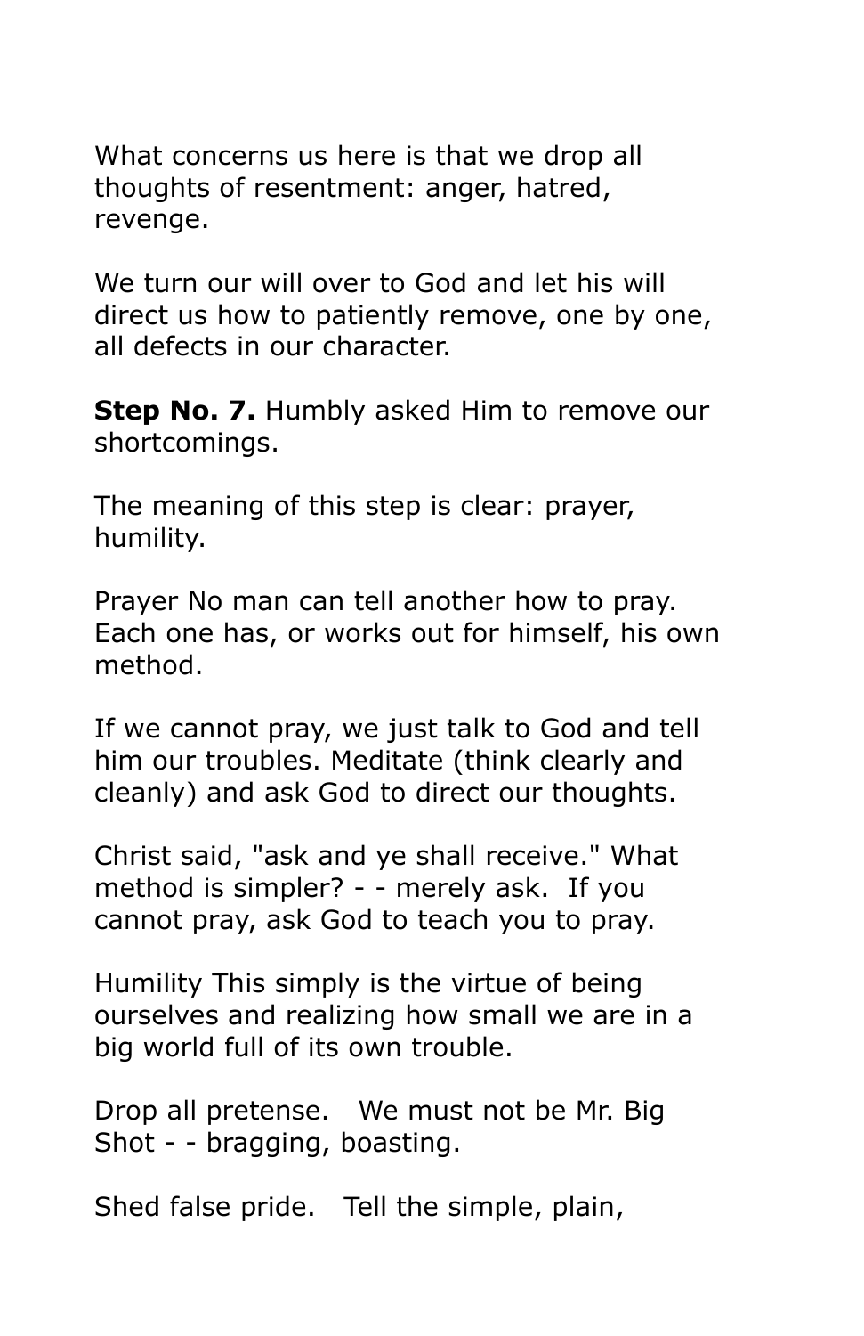What concerns us here is that we drop all thoughts of resentment: anger, hatred, revenge.

We turn our will over to God and let his will direct us how to patiently remove, one by one, all defects in our character.

**Step No. 7.** Humbly asked Him to remove our shortcomings.

The meaning of this step is clear: prayer, humility.

Prayer No man can tell another how to pray. Each one has, or works out for himself, his own method.

If we cannot pray, we just talk to God and tell him our troubles. Meditate (think clearly and cleanly) and ask God to direct our thoughts.

Christ said, "ask and ye shall receive." What method is simpler? - - merely ask. If you cannot pray, ask God to teach you to pray.

Humility This simply is the virtue of being ourselves and realizing how small we are in a big world full of its own trouble.

Drop all pretense. We must not be Mr. Big Shot - - bragging, boasting.

Shed false pride. Tell the simple, plain,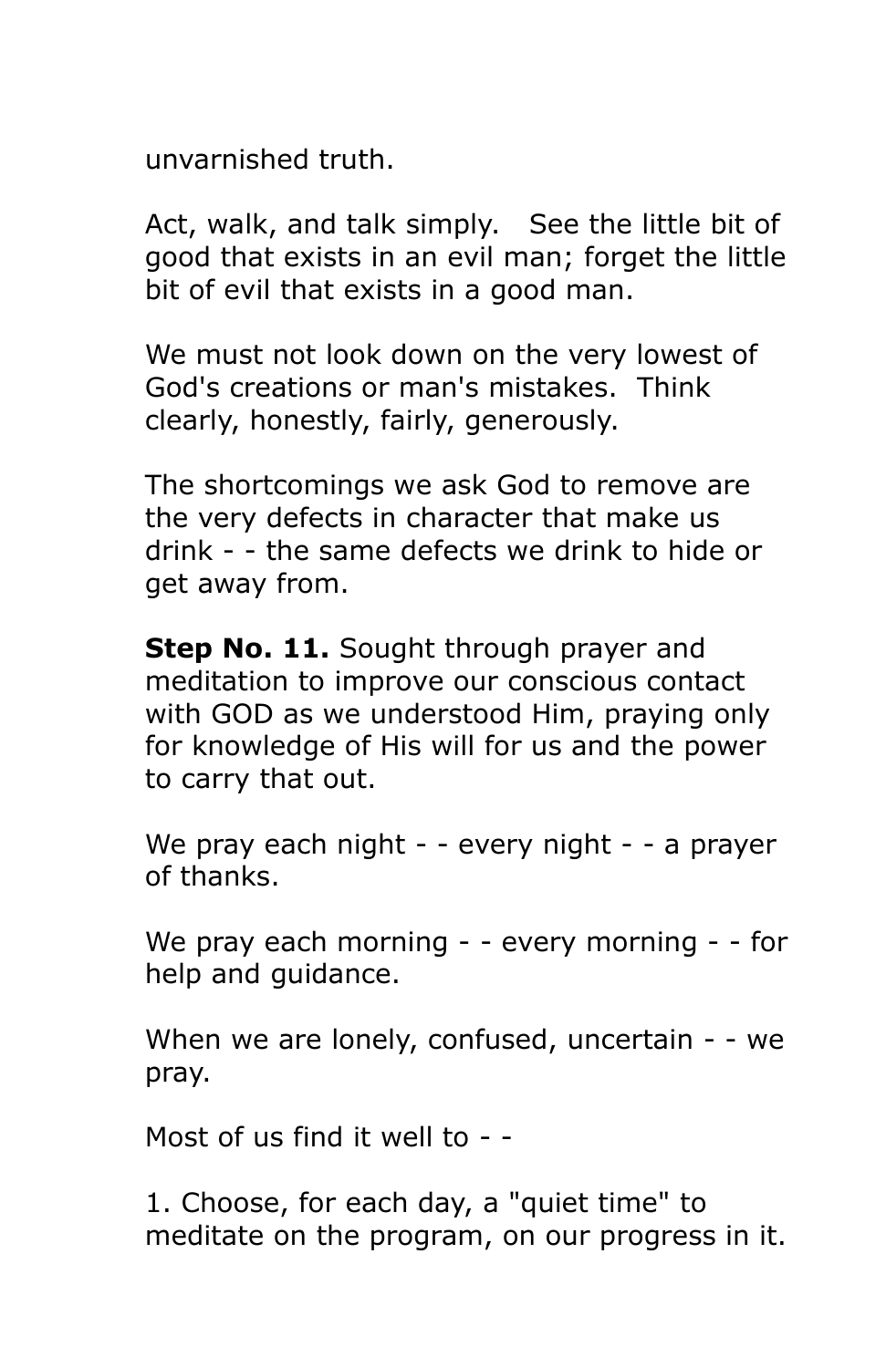unvarnished truth.

Act, walk, and talk simply.  See the little bit of good that exists in an evil man; forget the little bit of evil that exists in a good man.

We must not look down on the very lowest of God's creations or man's mistakes.  Think clearly, honestly, fairly, generously.

The shortcomings we ask God to remove are the very defects in character that make us drink - - the same defects we drink to hide or get away from.

**Step No. 11.** Sought through prayer and meditation to improve our conscious contact with GOD as we understood Him, praying only for knowledge of His will for us and the power to carry that out.

We pray each night - - every night - - a prayer of thanks.

We pray each morning - - every morning - - for help and guidance.

When we are lonely, confused, uncertain - - we pray.

Most of us find it well to - -

1. Choose, for each day, a "quiet time" to meditate on the program, on our progress in it.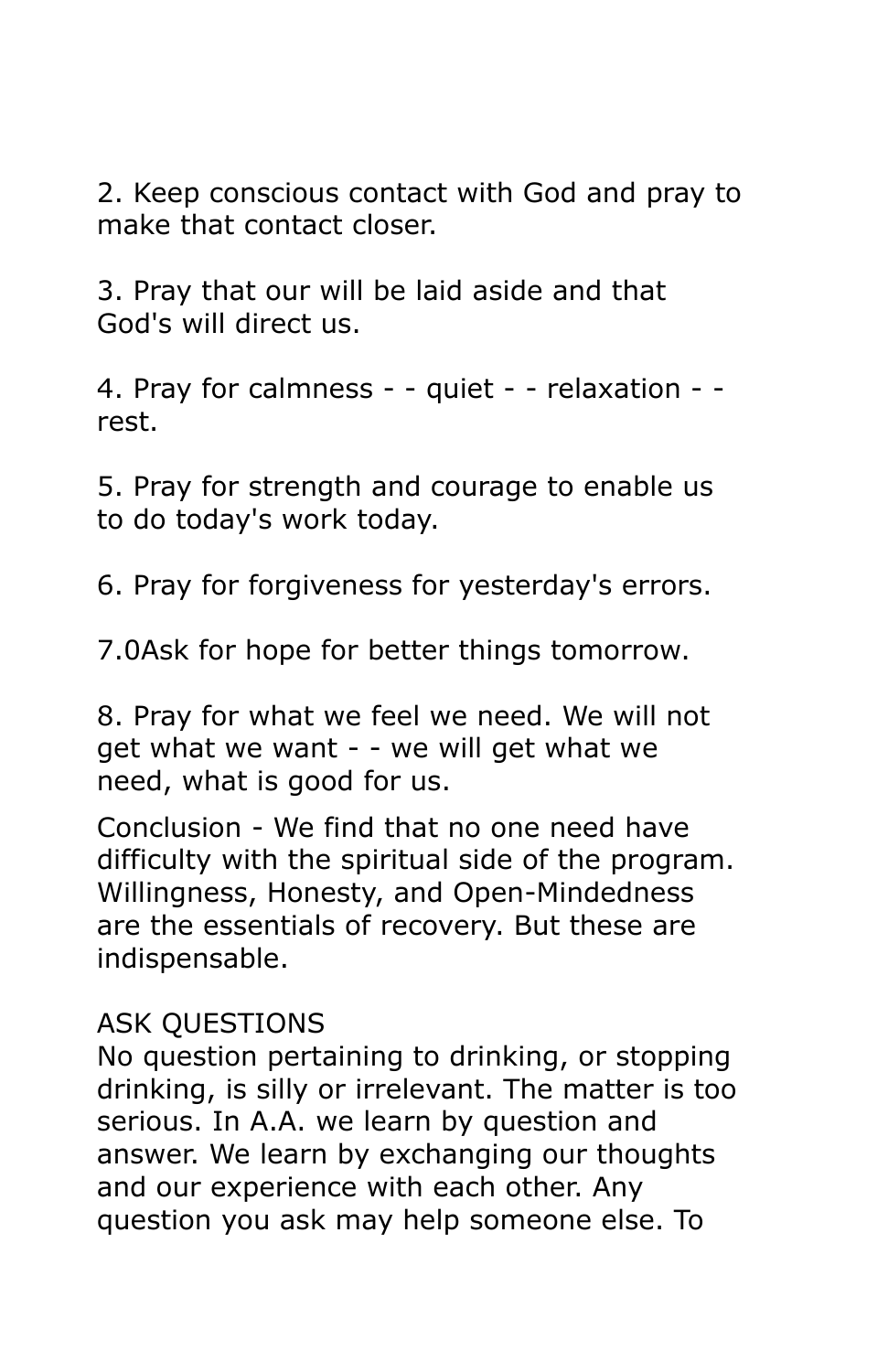2. Keep conscious contact with God and pray to make that contact closer.

3. Pray that our will be laid aside and that God's will direct us.

4. Pray for calmness - - quiet - - relaxation - - rest.

5. Pray for strength and courage to enable us to do today's work today.

6. Pray for forgiveness for yesterday's errors.

7.0Ask for hope for better things tomorrow.

8. Pray for what we feel we need. We will not get what we want - - we will get what we need, what is good for us.

Conclusion - We find that no one need have difficulty with the spiritual side of the program. Willingness, Honesty, and Open-Mindedness are the essentials of recovery. But these are indispensable.

ASK QUESTIONS

No question pertaining to drinking, or stopping drinking, is silly or irrelevant. The matter is too serious. In A.A. we learn by question and answer. We learn by exchanging our thoughts and our experience with each other. Any question you ask may help someone else. To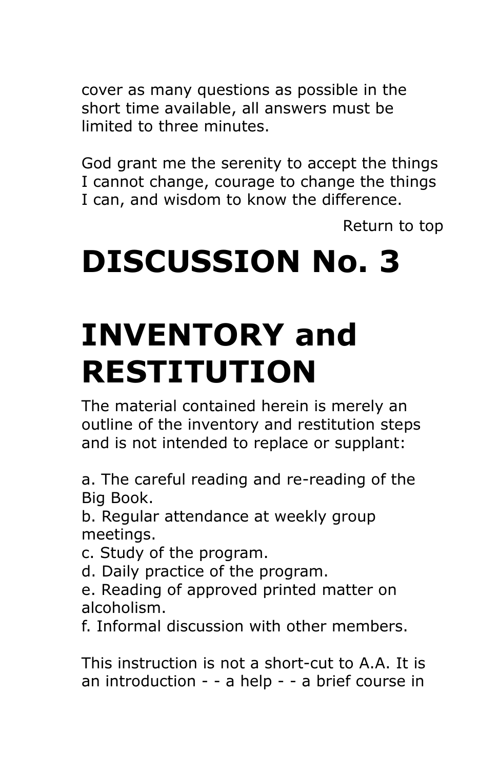cover as many questions as possible in the short time available, all answers must be limited to three minutes.

God grant me the serenity to accept the things I cannot change, courage to change the things I can, and wisdom to know the difference.

Return to top

# DISCUSSION No. 3

# INVENTORY and RESTITUTION

The material contained herein is merely an outline of the inventory and restitution steps and is not intended to replace or supplant:

a. The careful reading and re-reading of the Big Book.
b. Regular attendance at weekly group meetings.
c. Study of the program.
d. Daily practice of the program.
e. Reading of approved printed matter on alcoholism.
f. Informal discussion with other members.

This instruction is not a short-cut to A.A. It is an introduction - - a help - - a brief course in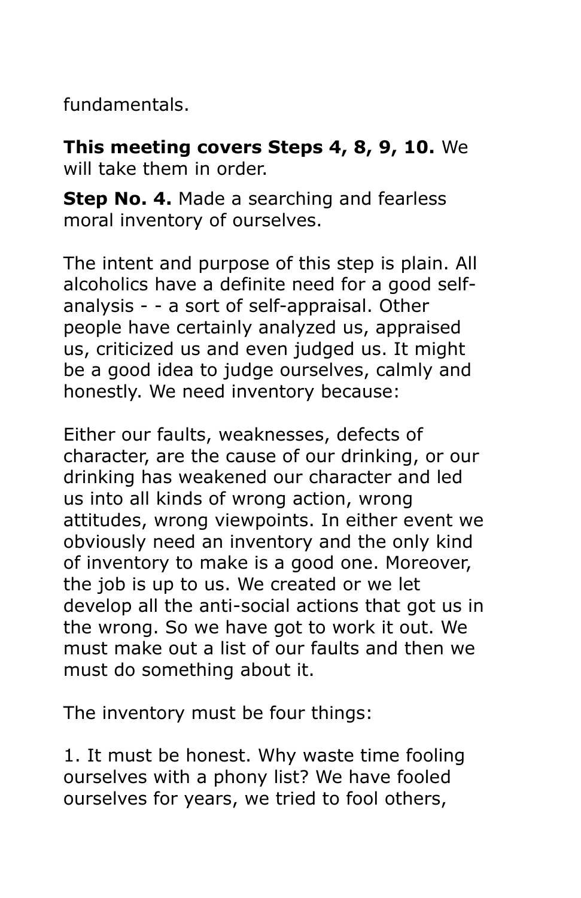fundamentals.

**This meeting covers Steps 4, 8, 9, 10.** We will take them in order.

**Step No. 4.** Made a searching and fearless moral inventory of ourselves.

The intent and purpose of this step is plain. All alcoholics have a definite need for a good self-analysis - - a sort of self-appraisal. Other people have certainly analyzed us, appraised us, criticized us and even judged us. It might be a good idea to judge ourselves, calmly and honestly. We need inventory because:

Either our faults, weaknesses, defects of character, are the cause of our drinking, or our drinking has weakened our character and led us into all kinds of wrong action, wrong attitudes, wrong viewpoints. In either event we obviously need an inventory and the only kind of inventory to make is a good one. Moreover, the job is up to us. We created or we let develop all the anti-social actions that got us in the wrong. So we have got to work it out. We must make out a list of our faults and then we must do something about it.

The inventory must be four things:

1. It must be honest. Why waste time fooling ourselves with a phony list? We have fooled ourselves for years, we tried to fool others,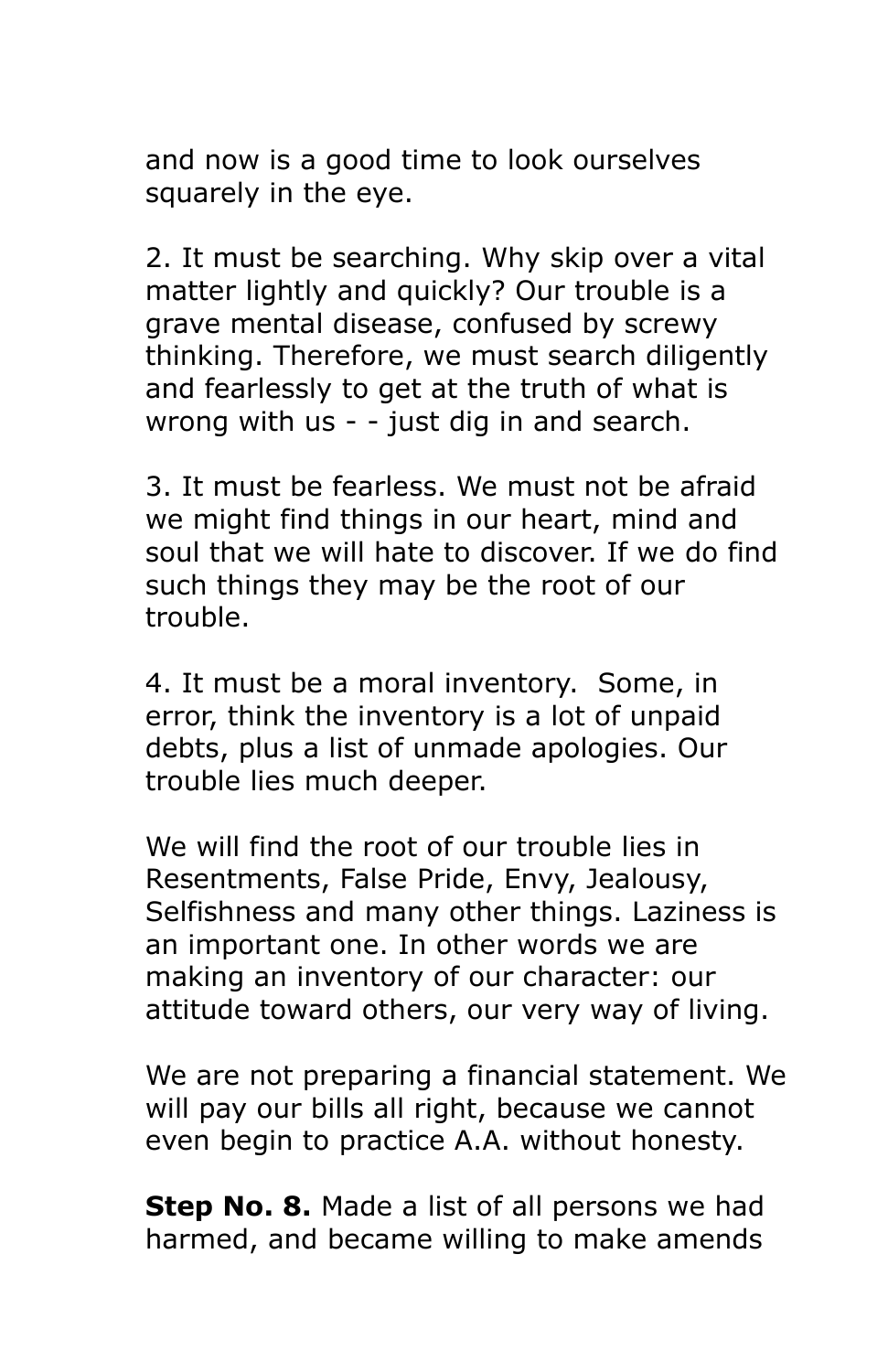and now is a good time to look ourselves squarely in the eye.

2. It must be searching. Why skip over a vital matter lightly and quickly? Our trouble is a grave mental disease, confused by screwy thinking. Therefore, we must search diligently and fearlessly to get at the truth of what is wrong with us - - just dig in and search.

3. It must be fearless. We must not be afraid we might find things in our heart, mind and soul that we will hate to discover. If we do find such things they may be the root of our trouble.

4. It must be a moral inventory. Some, in error, think the inventory is a lot of unpaid debts, plus a list of unmade apologies. Our trouble lies much deeper.

We will find the root of our trouble lies in Resentments, False Pride, Envy, Jealousy, Selfishness and many other things. Laziness is an important one. In other words we are making an inventory of our character: our attitude toward others, our very way of living.

We are not preparing a financial statement. We will pay our bills all right, because we cannot even begin to practice A.A. without honesty.

**Step No. 8.** Made a list of all persons we had harmed, and became willing to make amends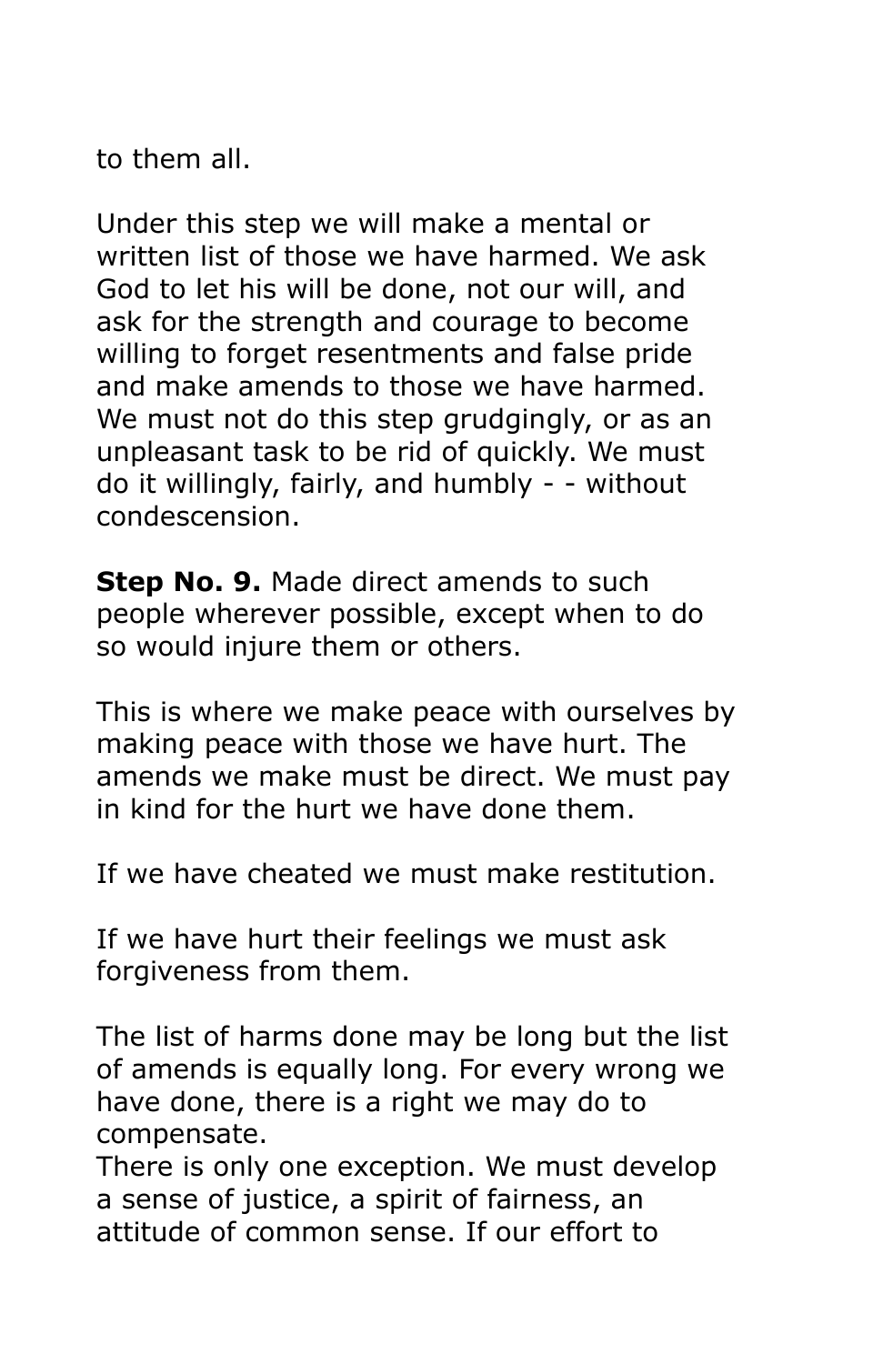to them all.

Under this step we will make a mental or written list of those we have harmed. We ask God to let his will be done, not our will, and ask for the strength and courage to become willing to forget resentments and false pride and make amends to those we have harmed. We must not do this step grudgingly, or as an unpleasant task to be rid of quickly. We must do it willingly, fairly, and humbly - - without condescension.

**Step No. 9.** Made direct amends to such people wherever possible, except when to do so would injure them or others.

This is where we make peace with ourselves by making peace with those we have hurt. The amends we make must be direct. We must pay in kind for the hurt we have done them.

If we have cheated we must make restitution.

If we have hurt their feelings we must ask forgiveness from them.

The list of harms done may be long but the list of amends is equally long. For every wrong we have done, there is a right we may do to compensate.
There is only one exception. We must develop a sense of justice, a spirit of fairness, an attitude of common sense. If our effort to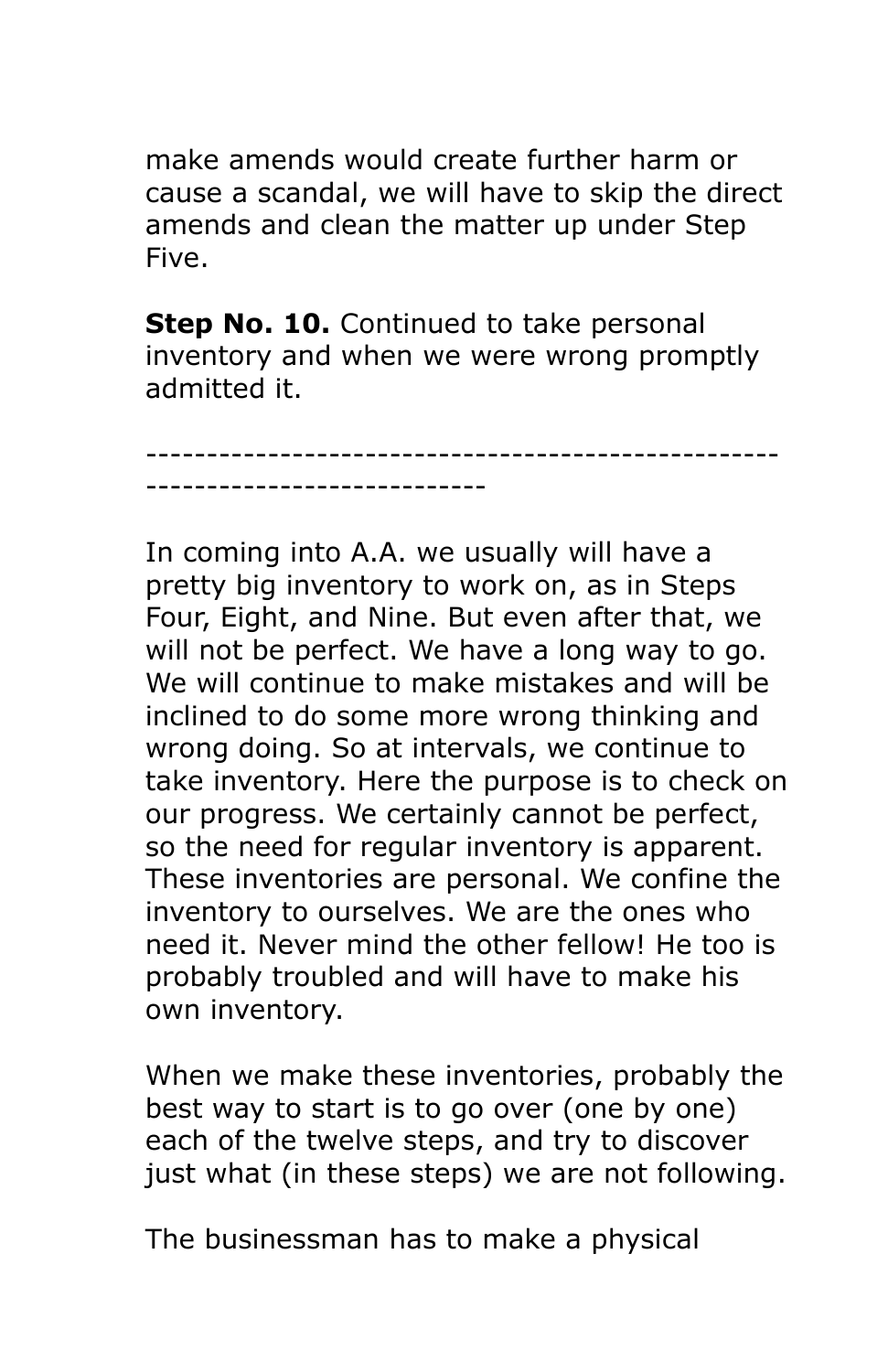make amends would create further harm or cause a scandal, we will have to skip the direct amends and clean the matter up under Step Five.

**Step No. 10.** Continued to take personal inventory and when we were wrong promptly admitted it.

---

In coming into A.A. we usually will have a pretty big inventory to work on, as in Steps Four, Eight, and Nine. But even after that, we will not be perfect. We have a long way to go. We will continue to make mistakes and will be inclined to do some more wrong thinking and wrong doing. So at intervals, we continue to take inventory. Here the purpose is to check on our progress. We certainly cannot be perfect, so the need for regular inventory is apparent. These inventories are personal. We confine the inventory to ourselves. We are the ones who need it. Never mind the other fellow! He too is probably troubled and will have to make his own inventory.

When we make these inventories, probably the best way to start is to go over (one by one) each of the twelve steps, and try to discover just what (in these steps) we are not following.

The businessman has to make a physical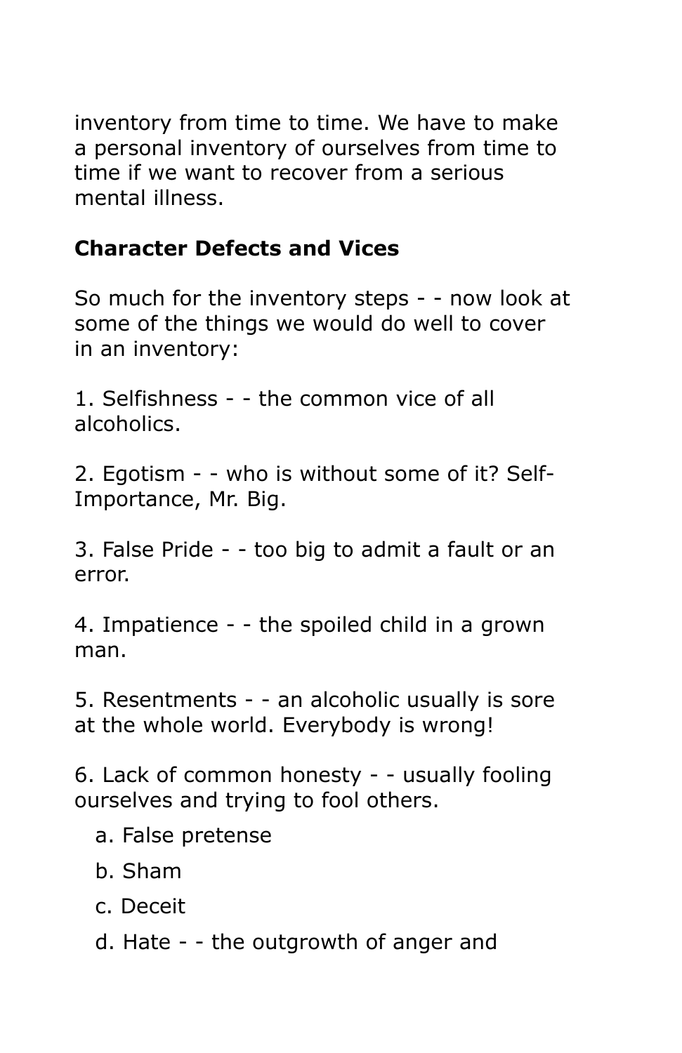inventory from time to time. We have to make a personal inventory of ourselves from time to time if we want to recover from a serious mental illness.

## Character Defects and Vices

So much for the inventory steps - - now look at some of the things we would do well to cover in an inventory:

1. Selfishness - - the common vice of all alcoholics.

2. Egotism - - who is without some of it? Self-Importance, Mr. Big.

3. False Pride - - too big to admit a fault or an error.

4. Impatience - - the spoiled child in a grown man.

5. Resentments - - an alcoholic usually is sore at the whole world. Everybody is wrong!

6. Lack of common honesty - - usually fooling ourselves and trying to fool others.

   a. False pretense

   b. Sham

   c. Deceit

   d. Hate - - the outgrowth of anger and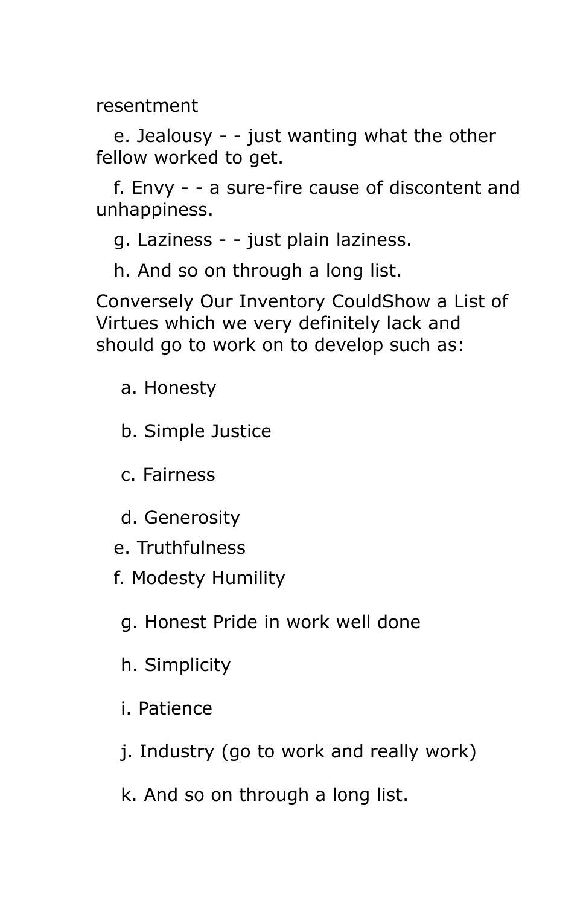resentment

e. Jealousy - - just wanting what the other fellow worked to get.

f. Envy - - a sure-fire cause of discontent and unhappiness.

g. Laziness - - just plain laziness.

h. And so on through a long list.

Conversely Our Inventory CouldShow a List of Virtues which we very definitely lack and should go to work on to develop such as:

a. Honesty

b. Simple Justice

c. Fairness

d. Generosity

e. Truthfulness

f. Modesty Humility

g. Honest Pride in work well done

h. Simplicity

i. Patience

j. Industry (go to work and really work)

k. And so on through a long list.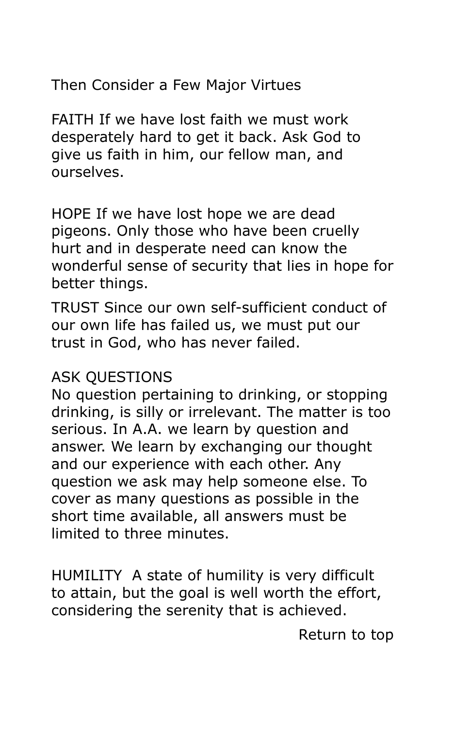Then Consider a Few Major Virtues

FAITH If we have lost faith we must work desperately hard to get it back. Ask God to give us faith in him, our fellow man, and ourselves.

HOPE If we have lost hope we are dead pigeons. Only those who have been cruelly hurt and in desperate need can know the wonderful sense of security that lies in hope for better things.

TRUST Since our own self-sufficient conduct of our own life has failed us, we must put our trust in God, who has never failed.

ASK QUESTIONS
No question pertaining to drinking, or stopping drinking, is silly or irrelevant. The matter is too serious. In A.A. we learn by question and answer. We learn by exchanging our thought and our experience with each other. Any question we ask may help someone else. To cover as many questions as possible in the short time available, all answers must be limited to three minutes.

HUMILITY A state of humility is very difficult to attain, but the goal is well worth the effort, considering the serenity that is achieved.

Return to top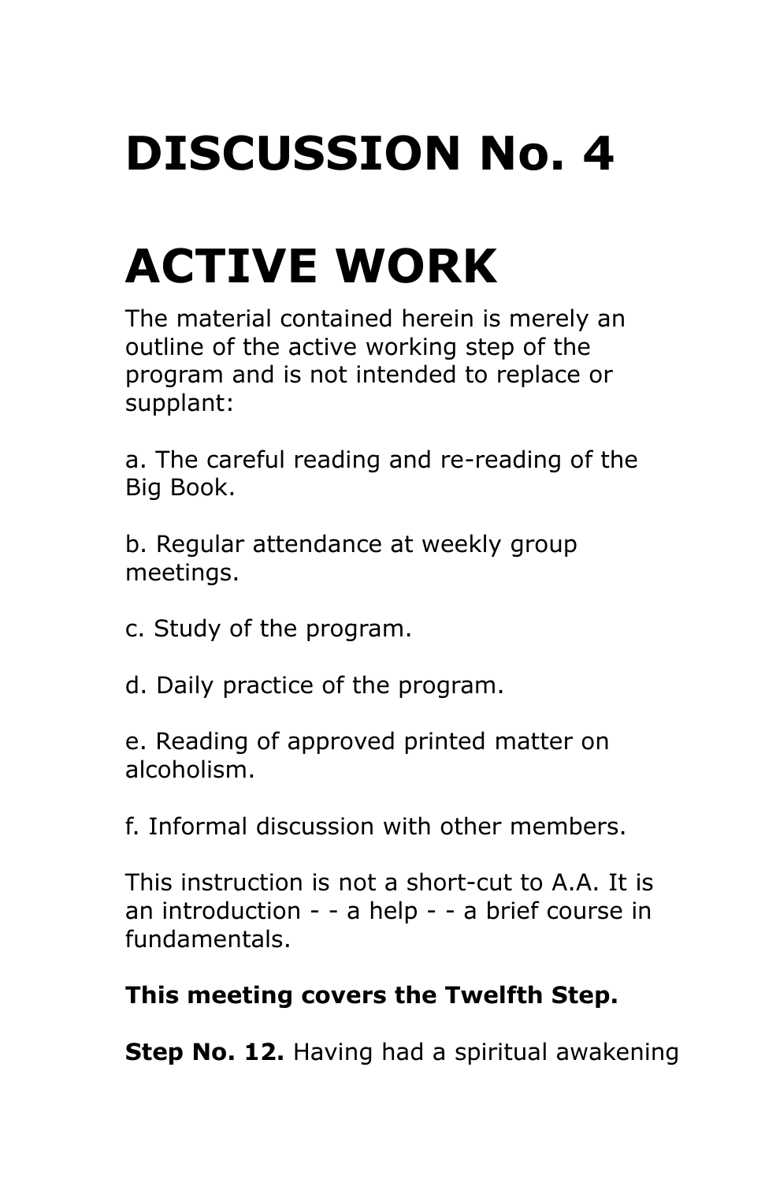# DISCUSSION No. 4

# ACTIVE WORK

The material contained herein is merely an outline of the active working step of the program and is not intended to replace or supplant:

a. The careful reading and re-reading of the Big Book.

b. Regular attendance at weekly group meetings.

c. Study of the program.

d. Daily practice of the program.

e. Reading of approved printed matter on alcoholism.

f. Informal discussion with other members.

This instruction is not a short-cut to A.A. It is an introduction - - a help - - a brief course in fundamentals.

**This meeting covers the Twelfth Step.**

**Step No. 12.** Having had a spiritual awakening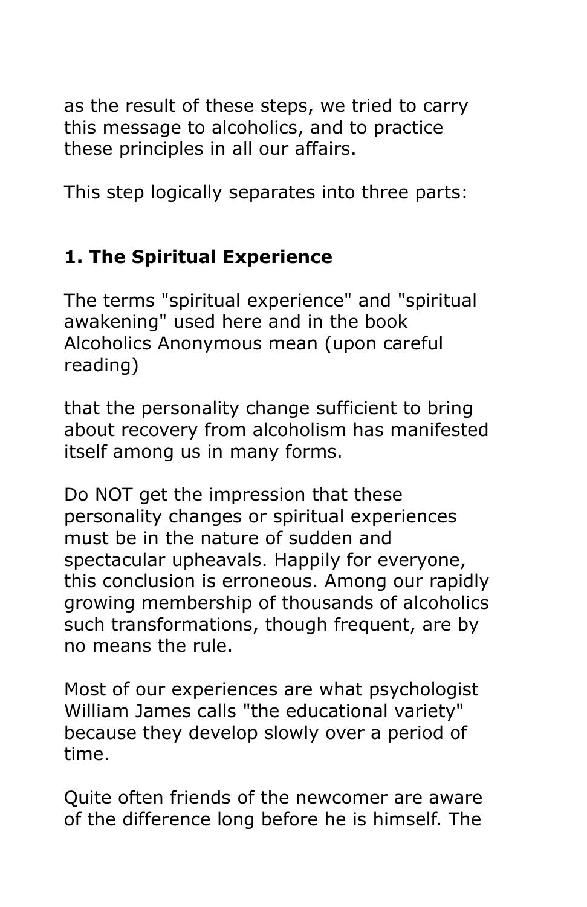as the result of these steps, we tried to carry this message to alcoholics, and to practice these principles in all our affairs.

This step logically separates into three parts:

### 1. The Spiritual Experience

The terms "spiritual experience" and "spiritual awakening" used here and in the book Alcoholics Anonymous mean (upon careful reading)

that the personality change sufficient to bring about recovery from alcoholism has manifested itself among us in many forms.

Do NOT get the impression that these personality changes or spiritual experiences must be in the nature of sudden and spectacular upheavals. Happily for everyone, this conclusion is erroneous. Among our rapidly growing membership of thousands of alcoholics such transformations, though frequent, are by no means the rule.

Most of our experiences are what psychologist William James calls "the educational variety" because they develop slowly over a period of time.

Quite often friends of the newcomer are aware of the difference long before he is himself. The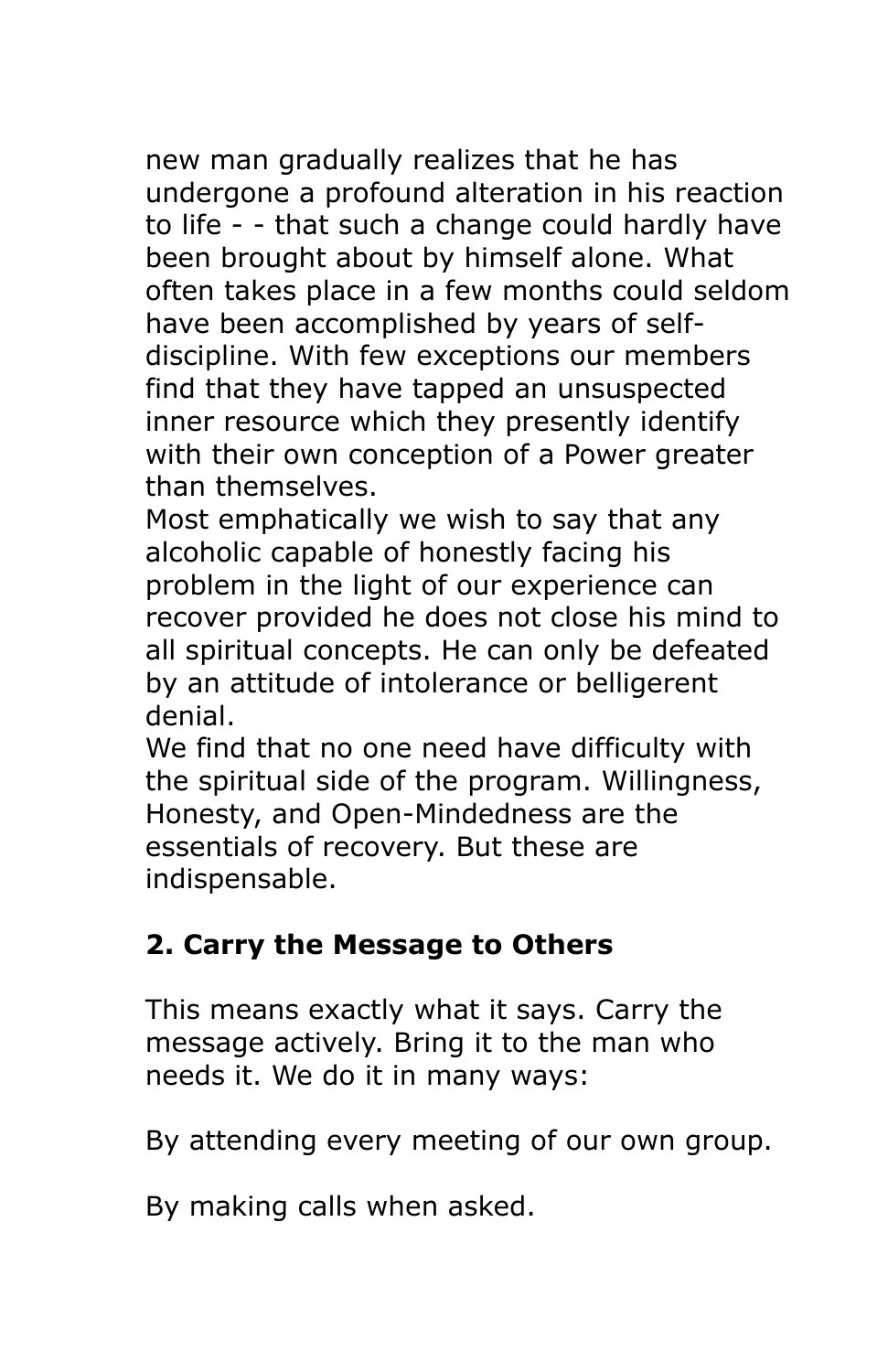new man gradually realizes that he has undergone a profound alteration in his reaction to life - - that such a change could hardly have been brought about by himself alone. What often takes place in a few months could seldom have been accomplished by years of self-discipline. With few exceptions our members find that they have tapped an unsuspected inner resource which they presently identify with their own conception of a Power greater than themselves.

Most emphatically we wish to say that any alcoholic capable of honestly facing his problem in the light of our experience can recover provided he does not close his mind to all spiritual concepts. He can only be defeated by an attitude of intolerance or belligerent denial.

We find that no one need have difficulty with the spiritual side of the program. Willingness, Honesty, and Open-Mindedness are the essentials of recovery. But these are indispensable.

## 2. Carry the Message to Others

This means exactly what it says. Carry the message actively. Bring it to the man who needs it. We do it in many ways:

By attending every meeting of our own group.

By making calls when asked.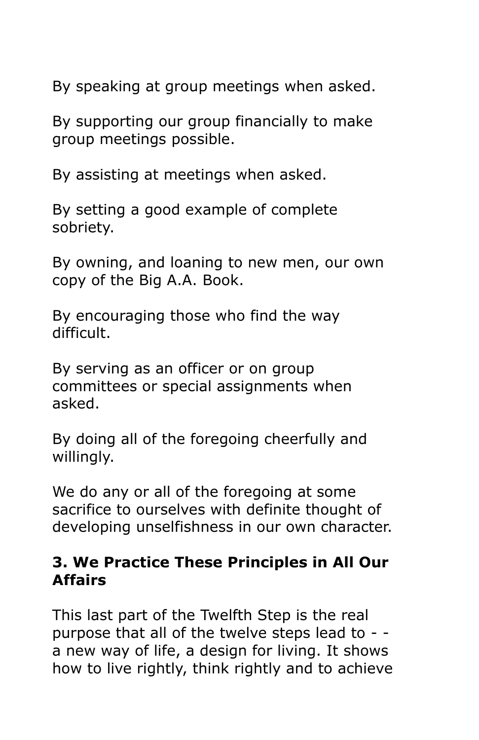By speaking at group meetings when asked.

By supporting our group financially to make group meetings possible.

By assisting at meetings when asked.

By setting a good example of complete sobriety.

By owning, and loaning to new men, our own copy of the Big A.A. Book.

By encouraging those who find the way difficult.

By serving as an officer or on group committees or special assignments when asked.

By doing all of the foregoing cheerfully and willingly.

We do any or all of the foregoing at some sacrifice to ourselves with definite thought of developing unselfishness in our own character.

### 3. We Practice These Principles in All Our Affairs

This last part of the Twelfth Step is the real purpose that all of the twelve steps lead to - - a new way of life, a design for living. It shows how to live rightly, think rightly and to achieve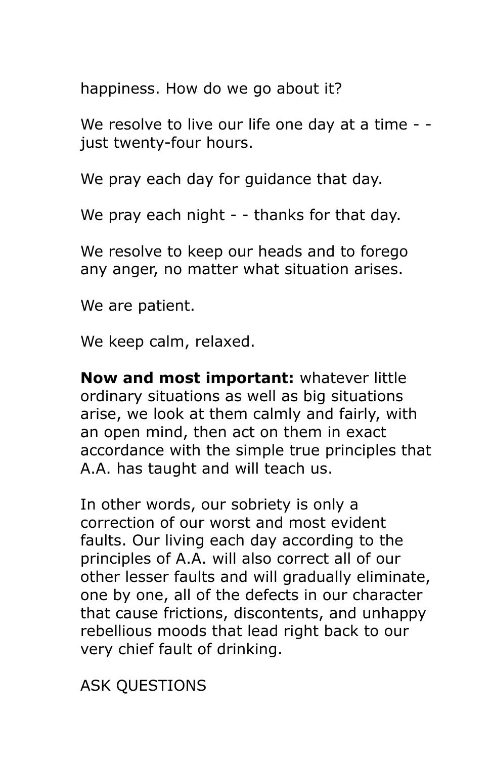happiness. How do we go about it?

We resolve to live our life one day at a time - - just twenty-four hours.

We pray each day for guidance that day.

We pray each night - - thanks for that day.

We resolve to keep our heads and to forego any anger, no matter what situation arises.

We are patient.

We keep calm, relaxed.

**Now and most important:** whatever little ordinary situations as well as big situations arise, we look at them calmly and fairly, with an open mind, then act on them in exact accordance with the simple true principles that A.A. has taught and will teach us.

In other words, our sobriety is only a correction of our worst and most evident faults. Our living each day according to the principles of A.A. will also correct all of our other lesser faults and will gradually eliminate, one by one, all of the defects in our character that cause frictions, discontents, and unhappy rebellious moods that lead right back to our very chief fault of drinking.

ASK QUESTIONS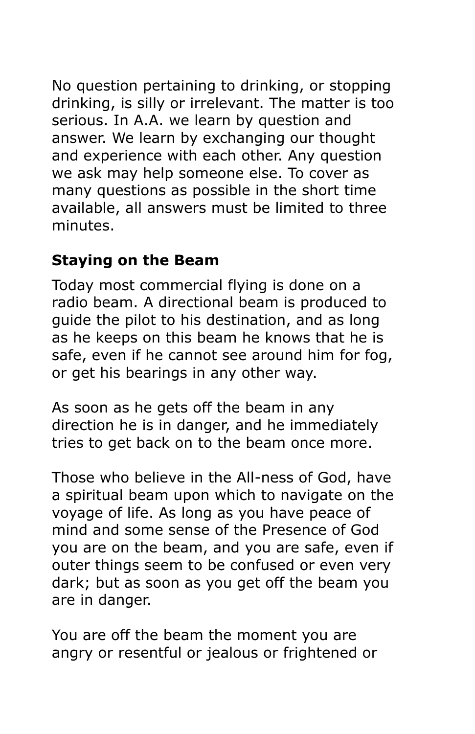No question pertaining to drinking, or stopping drinking, is silly or irrelevant. The matter is too serious. In A.A. we learn by question and answer. We learn by exchanging our thought and experience with each other. Any question we ask may help someone else. To cover as many questions as possible in the short time available, all answers must be limited to three minutes.

**Staying on the Beam**

Today most commercial flying is done on a radio beam. A directional beam is produced to guide the pilot to his destination, and as long as he keeps on this beam he knows that he is safe, even if he cannot see around him for fog, or get his bearings in any other way.

As soon as he gets off the beam in any direction he is in danger, and he immediately tries to get back on to the beam once more.

Those who believe in the All-ness of God, have a spiritual beam upon which to navigate on the voyage of life. As long as you have peace of mind and some sense of the Presence of God you are on the beam, and you are safe, even if outer things seem to be confused or even very dark; but as soon as you get off the beam you are in danger.

You are off the beam the moment you are angry or resentful or jealous or frightened or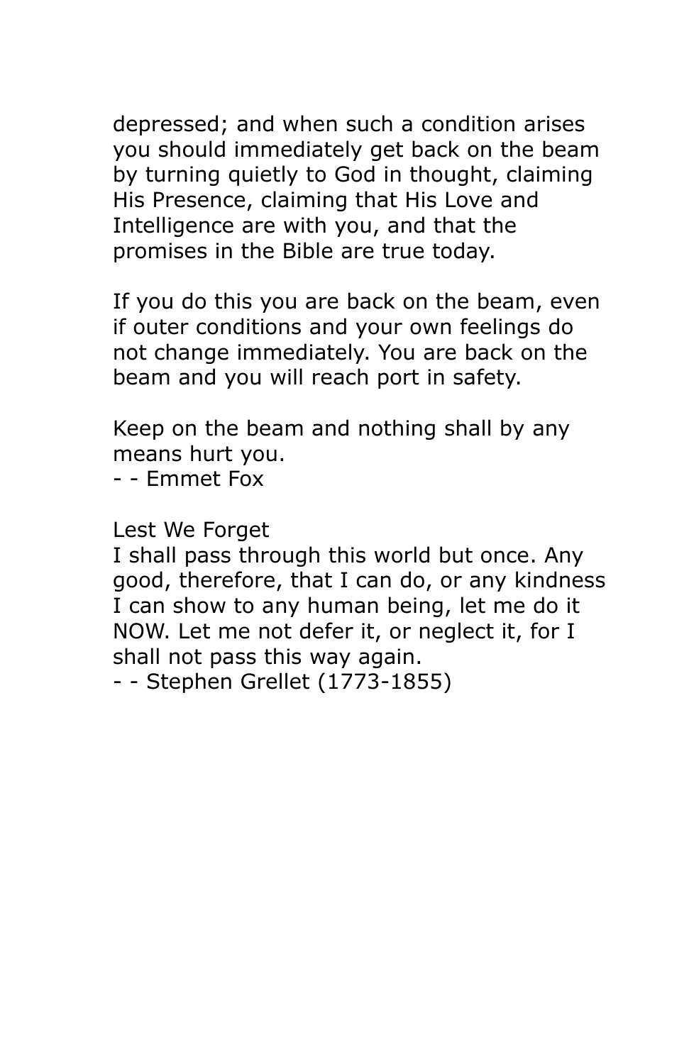depressed; and when such a condition arises you should immediately get back on the beam by turning quietly to God in thought, claiming His Presence, claiming that His Love and Intelligence are with you, and that the promises in the Bible are true today.

If you do this you are back on the beam, even if outer conditions and your own feelings do not change immediately. You are back on the beam and you will reach port in safety.

Keep on the beam and nothing shall by any means hurt you.
- - Emmet Fox

Lest We Forget
I shall pass through this world but once. Any good, therefore, that I can do, or any kindness I can show to any human being, let me do it NOW. Let me not defer it, or neglect it, for I shall not pass this way again.
- - Stephen Grellet (1773-1855)